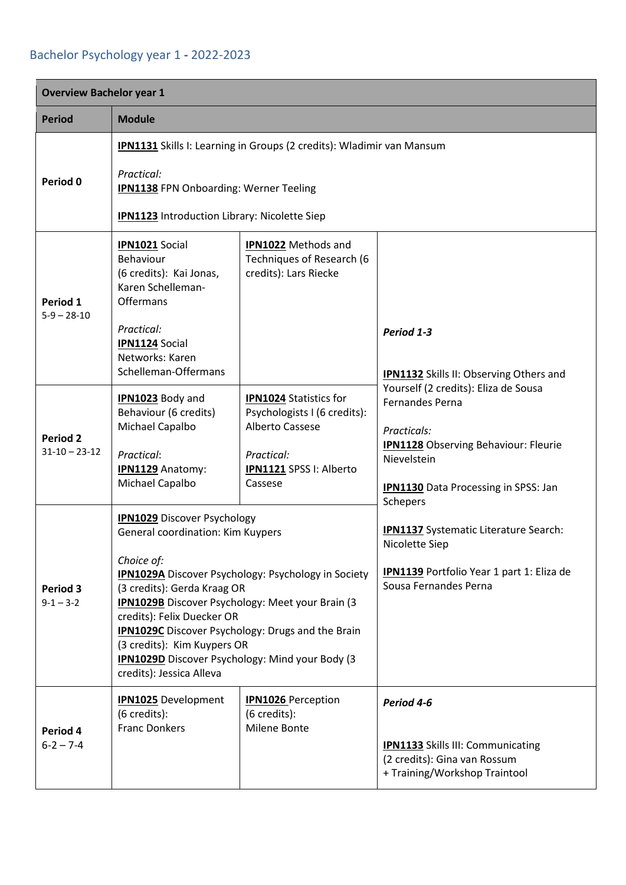## Bachelor Psychology year 1 - 2022-2023

| Overview Bachelor year 1 | | | |
|---|---|---|---|
| **Period** | **Module** | | |
| **Period 0** | **IPN1131** Skills I: Learning in Groups (2 credits): Wladimir van Mansum<br><br>*Practical:*<br>**IPN1138** FPN Onboarding: Werner Teeling<br><br>**IPN1123** Introduction Library: Nicolette Siep | | |
| **Period 1**<br>5-9 – 28-10 | **IPN1021** Social Behaviour (6 credits): Kai Jonas, Karen Schelleman-Offermans<br><br>*Practical:*<br>**IPN1124** Social Networks: Karen Schelleman-Offermans | **IPN1022** Methods and Techniques of Research (6 credits): Lars Riecke | ***Period 1-3***<br><br>**IPN1132** Skills II: Observing Others and Yourself (2 credits): Eliza de Sousa Fernandes Perna<br><br>*Practicals:*<br>**IPN1128** Observing Behaviour: Fleurie Nievelstein<br><br>**IPN1130** Data Processing in SPSS: Jan Schepers<br><br>**IPN1137** Systematic Literature Search: Nicolette Siep<br><br>**IPN1139** Portfolio Year 1 part 1: Eliza de Sousa Fernandes Perna |
| **Period 2**<br>31-10 – 23-12 | **IPN1023** Body and Behaviour (6 credits) Michael Capalbo<br><br>*Practical*:<br>**IPN1129** Anatomy: Michael Capalbo | **IPN1024** Statistics for Psychologists I (6 credits): Alberto Cassese<br><br>*Practical:*<br>**IPN1121** SPSS I: Alberto Cassese | |
| **Period 3**<br>9-1 – 3-2 | **IPN1029** Discover Psychology<br>General coordination: Kim Kuypers<br><br>*Choice of:*<br>**IPN1029A** Discover Psychology: Psychology in Society (3 credits): Gerda Kraag OR<br>**IPN1029B** Discover Psychology: Meet your Brain (3 credits): Felix Duecker OR<br>**IPN1029C** Discover Psychology: Drugs and the Brain (3 credits): Kim Kuypers OR<br>**IPN1029D** Discover Psychology: Mind your Body (3 credits): Jessica Alleva | | |
| **Period 4**<br>6-2 – 7-4 | **IPN1025** Development (6 credits):<br>Franc Donkers | **IPN1026** Perception (6 credits):<br>Milene Bonte | ***Period 4-6***<br><br>**IPN1133** Skills III: Communicating (2 credits): Gina van Rossum<br>+ Training/Workshop Traintool |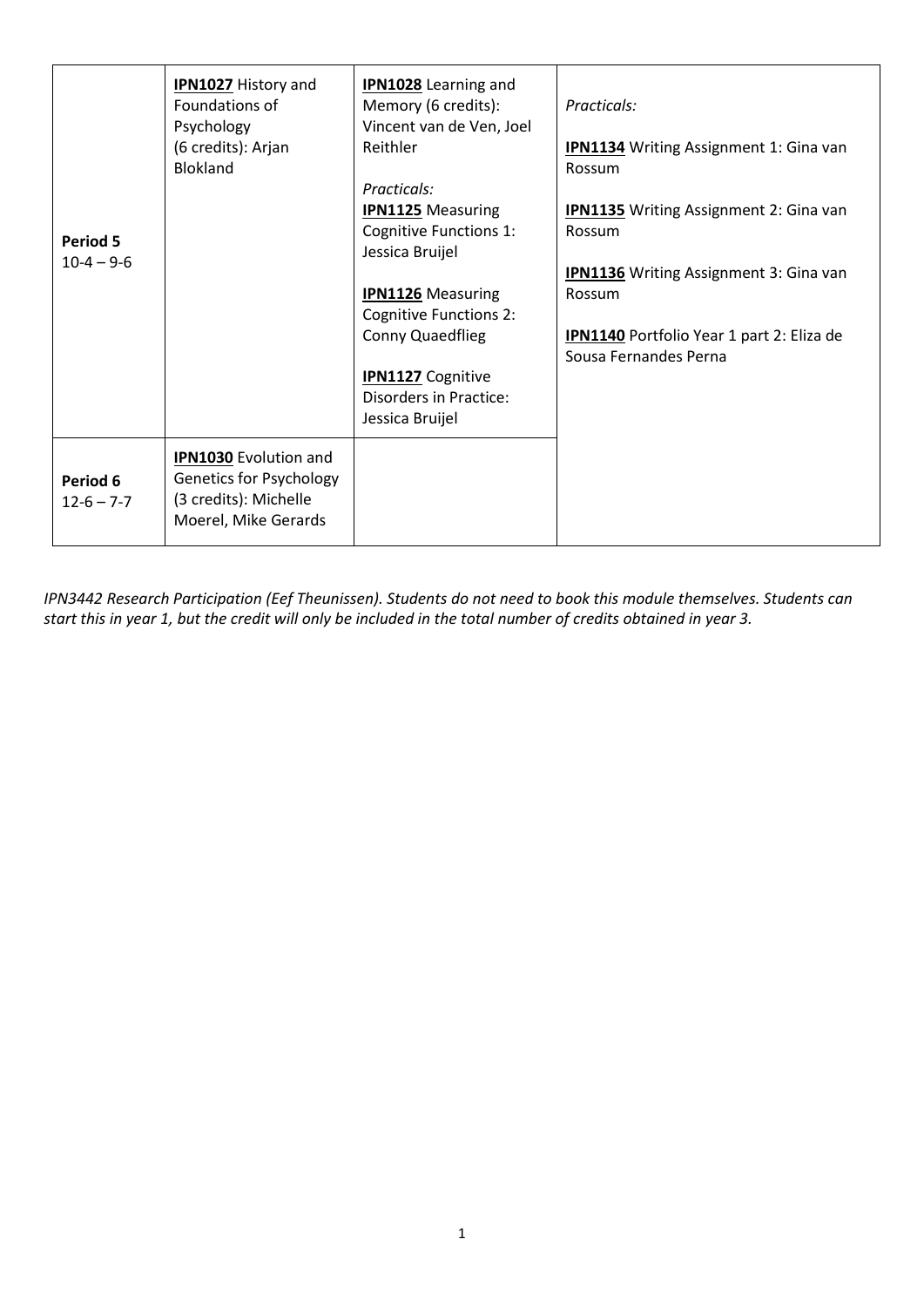| | | | |
|---|---|---|---|
| **Period 5**<br>10-4 – 9-6 | **IPN1027** History and Foundations of Psychology (6 credits): Arjan Blokland | **IPN1028** Learning and Memory (6 credits): Vincent van de Ven, Joel Reithler<br><br>*Practicals:*<br>**IPN1125** Measuring Cognitive Functions 1: Jessica Bruijel<br><br>**IPN1126** Measuring Cognitive Functions 2: Conny Quaedflieg<br><br>**IPN1127** Cognitive Disorders in Practice: Jessica Bruijel | *Practicals:*<br><br>**IPN1134** Writing Assignment 1: Gina van Rossum<br><br>**IPN1135** Writing Assignment 2: Gina van Rossum<br><br>**IPN1136** Writing Assignment 3: Gina van Rossum<br><br>**IPN1140** Portfolio Year 1 part 2: Eliza de Sousa Fernandes Perna |
| **Period 6**<br>12-6 – 7-7 | **IPN1030** Evolution and Genetics for Psychology (3 credits): Michelle Moerel, Mike Gerards | | |

*IPN3442 Research Participation (Eef Theunissen). Students do not need to book this module themselves. Students can start this in year 1, but the credit will only be included in the total number of credits obtained in year 3.*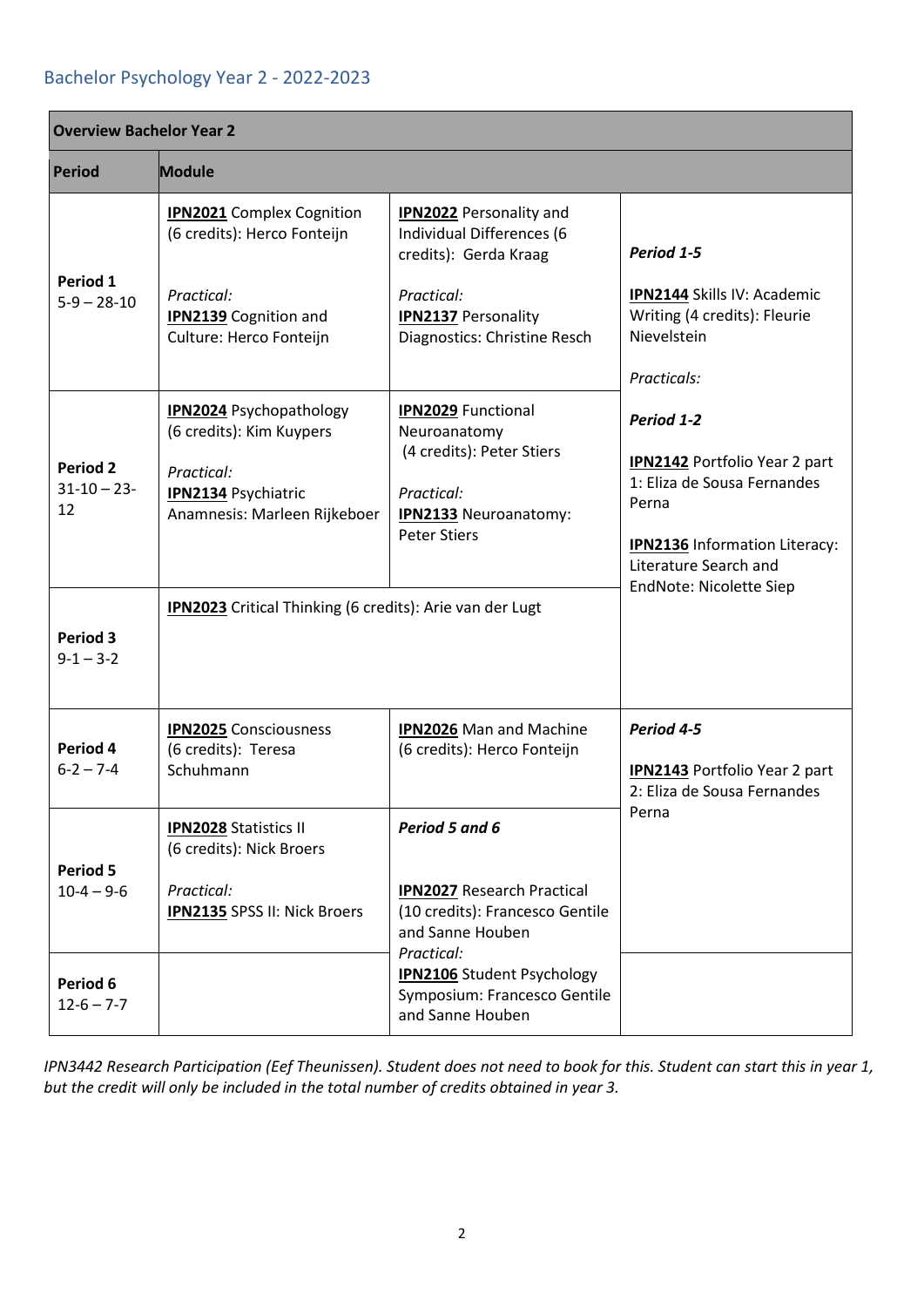## Bachelor Psychology Year 2 - 2022-2023

| Overview Bachelor Year 2 | | | |
|---|---|---|---|
| **Period** | **Module** | | |
| **Period 1**<br>5-9 – 28-10 | **IPN2021** Complex Cognition (6 credits): Herco Fonteijn<br><br>*Practical:*<br>**IPN2139** Cognition and Culture: Herco Fonteijn | **IPN2022** Personality and Individual Differences (6 credits): Gerda Kraag<br><br>*Practical:*<br>**IPN2137** Personality Diagnostics: Christine Resch | ***Period 1-5***<br><br>**IPN2144** Skills IV: Academic Writing (4 credits): Fleurie Nievelstein<br><br>*Practicals:*<br><br>***Period 1-2***<br><br>**IPN2142** Portfolio Year 2 part 1: Eliza de Sousa Fernandes Perna<br><br>**IPN2136** Information Literacy: Literature Search and EndNote: Nicolette Siep |
| **Period 2**<br>31-10 – 23-12 | **IPN2024** Psychopathology (6 credits): Kim Kuypers<br><br>*Practical:*<br>**IPN2134** Psychiatric Anamnesis: Marleen Rijkeboer | **IPN2029** Functional Neuroanatomy (4 credits): Peter Stiers<br><br>*Practical:*<br>**IPN2133** Neuroanatomy: Peter Stiers | |
| **Period 3**<br>9-1 – 3-2 | **IPN2023** Critical Thinking (6 credits): Arie van der Lugt | | |
| **Period 4**<br>6-2 – 7-4 | **IPN2025** Consciousness (6 credits): Teresa Schuhmann | **IPN2026** Man and Machine (6 credits): Herco Fonteijn | ***Period 4-5***<br><br>**IPN2143** Portfolio Year 2 part 2: Eliza de Sousa Fernandes Perna |
| **Period 5**<br>10-4 – 9-6 | **IPN2028** Statistics II (6 credits): Nick Broers<br><br>*Practical:*<br>**IPN2135** SPSS II: Nick Broers | ***Period 5 and 6***<br><br>**IPN2027** Research Practical (10 credits): Francesco Gentile and Sanne Houben<br>*Practical:*<br>**IPN2106** Student Psychology Symposium: Francesco Gentile and Sanne Houben | |
| **Period 6**<br>12-6 – 7-7 | | | |

*IPN3442 Research Participation (Eef Theunissen). Student does not need to book for this. Student can start this in year 1, but the credit will only be included in the total number of credits obtained in year 3.*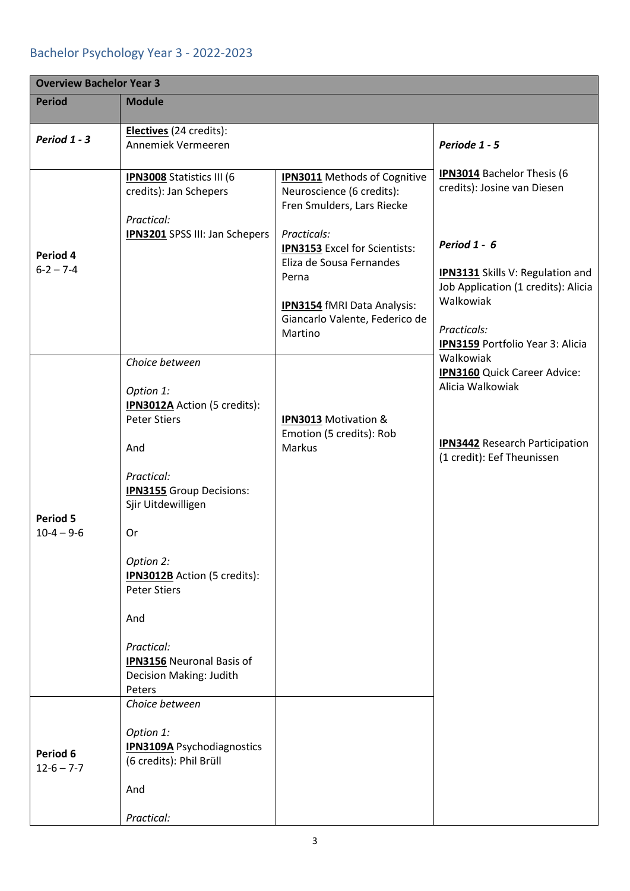## Bachelor Psychology Year 3 - 2022-2023

| Overview Bachelor Year 3 | | | |
|---|---|---|---|
| **Period** | **Module** | | |
| ***Period 1 - 3*** | **Electives** (24 credits): Annemiek Vermeeren | | ***Periode 1 - 5*** <br><br> **IPN3014** Bachelor Thesis (6 credits): Josine van Diesen <br><br> ***Period 1 - 6*** <br><br> **IPN3131** Skills V: Regulation and Job Application (1 credits): Alicia Walkowiak <br><br> *Practicals:* <br> **IPN3159** Portfolio Year 3: Alicia Walkowiak <br> **IPN3160** Quick Career Advice: Alicia Walkowiak <br><br> **IPN3442** Research Participation (1 credit): Eef Theunissen |
| **Period 4** <br> 6-2 – 7-4 | **IPN3008** Statistics III (6 credits): Jan Schepers <br><br> *Practical:* <br> **IPN3201** SPSS III: Jan Schepers | **IPN3011** Methods of Cognitive Neuroscience (6 credits): Fren Smulders, Lars Riecke <br><br> *Practicals:* <br> **IPN3153** Excel for Scientists: Eliza de Sousa Fernandes Perna <br><br> **IPN3154** fMRI Data Analysis: Giancarlo Valente, Federico de Martino | |
| **Period 5** <br> 10-4 – 9-6 | *Choice between* <br><br> *Option 1:* <br> **IPN3012A** Action (5 credits): Peter Stiers <br><br> And <br><br> *Practical:* <br> **IPN3155** Group Decisions: Sjir Uitdewilligen <br><br> Or <br><br> *Option 2:* <br> **IPN3012B** Action (5 credits): Peter Stiers <br><br> And <br><br> *Practical:* <br> **IPN3156** Neuronal Basis of Decision Making: Judith Peters | **IPN3013** Motivation & Emotion (5 credits): Rob Markus | |
| **Period 6** <br> 12-6 – 7-7 | *Choice between* <br><br> *Option 1:* <br> **IPN3109A** Psychodiagnostics (6 credits): Phil Brüll <br><br> And <br><br> *Practical:* | | |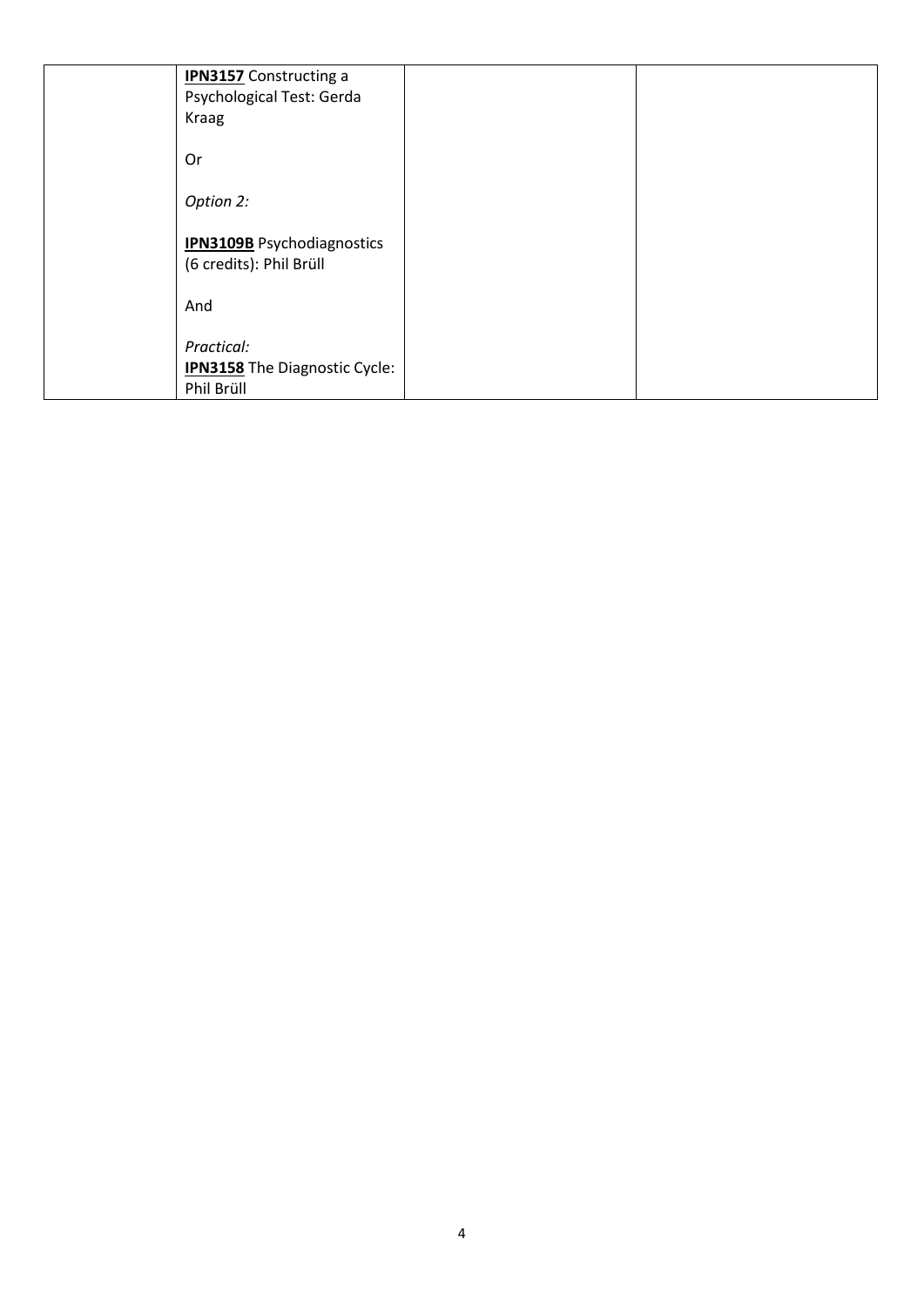| | | | |
|---|---|---|---|
| | **IPN3157** Constructing a Psychological Test: Gerda Kraag<br><br>Or<br><br>*Option 2:*<br><br>**IPN3109B** Psychodiagnostics (6 credits): Phil Brüll<br><br>And<br><br>*Practical:*<br>**IPN3158** The Diagnostic Cycle: Phil Brüll | | |